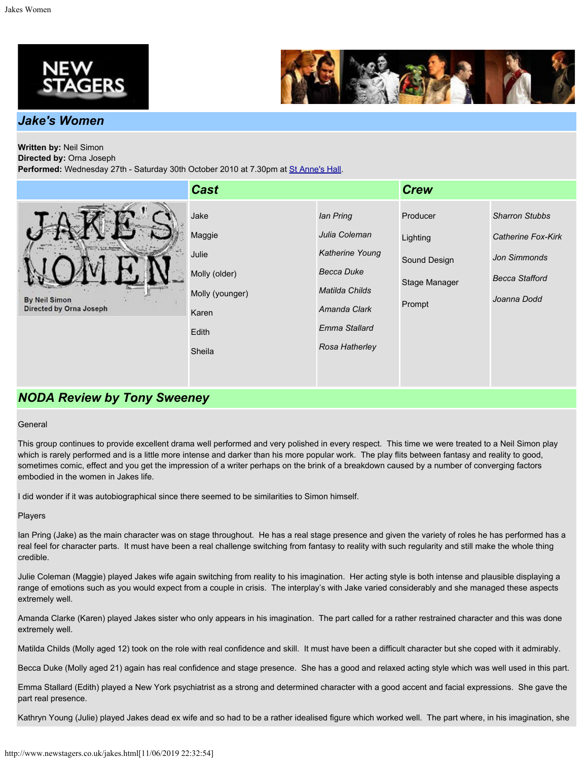## Jake's Women

**Written by:** Neil Simon
**Directed by:** Orna Joseph
**Performed:** Wednesday 27th - Saturday 30th October 2010 at 7.30pm at St Anne's Hall.

### Cast

| Role | Actor |
| --- | --- |
| Jake | *Ian Pring* |
| Maggie | *Julia Coleman* |
| Julie | *Katherine Young* |
| Molly (older) | *Becca Duke* |
| Molly (younger) | *Matilda Childs* |
| Karen | *Amanda Clark* |
| Edith | *Emma Stallard* |
| Sheila | *Rosa Hatherley* |

### Crew

| Role | Name |
| --- | --- |
| Producer | *Sharron Stubbs* |
| Lighting | *Catherine Fox-Kirk* |
| Sound Design | *Jon Simmonds* |
| Stage Manager | *Becca Stafford* |
| Prompt | *Joanna Dodd* |

## NODA Review by Tony Sweeney

General

This group continues to provide excellent drama well performed and very polished in every respect. This time we were treated to a Neil Simon play which is rarely performed and is a little more intense and darker than his more popular work. The play flits between fantasy and reality to good, sometimes comic, effect and you get the impression of a writer perhaps on the brink of a breakdown caused by a number of converging factors embodied in the women in Jakes life.

I did wonder if it was autobiographical since there seemed to be similarities to Simon himself.

Players

Ian Pring (Jake) as the main character was on stage throughout. He has a real stage presence and given the variety of roles he has performed has a real feel for character parts. It must have been a real challenge switching from fantasy to reality with such regularity and still make the whole thing credible.

Julie Coleman (Maggie) played Jakes wife again switching from reality to his imagination. Her acting style is both intense and plausible displaying a range of emotions such as you would expect from a couple in crisis. The interplay's with Jake varied considerably and she managed these aspects extremely well.

Amanda Clarke (Karen) played Jakes sister who only appears in his imagination. The part called for a rather restrained character and this was done extremely well.

Matilda Childs (Molly aged 12) took on the role with real confidence and skill. It must have been a difficult character but she coped with it admirably.

Becca Duke (Molly aged 21) again has real confidence and stage presence. She has a good and relaxed acting style which was well used in this part.

Emma Stallard (Edith) played a New York psychiatrist as a strong and determined character with a good accent and facial expressions. She gave the part real presence.

Kathryn Young (Julie) played Jakes dead ex wife and so had to be a rather idealised figure which worked well. The part where, in his imagination, she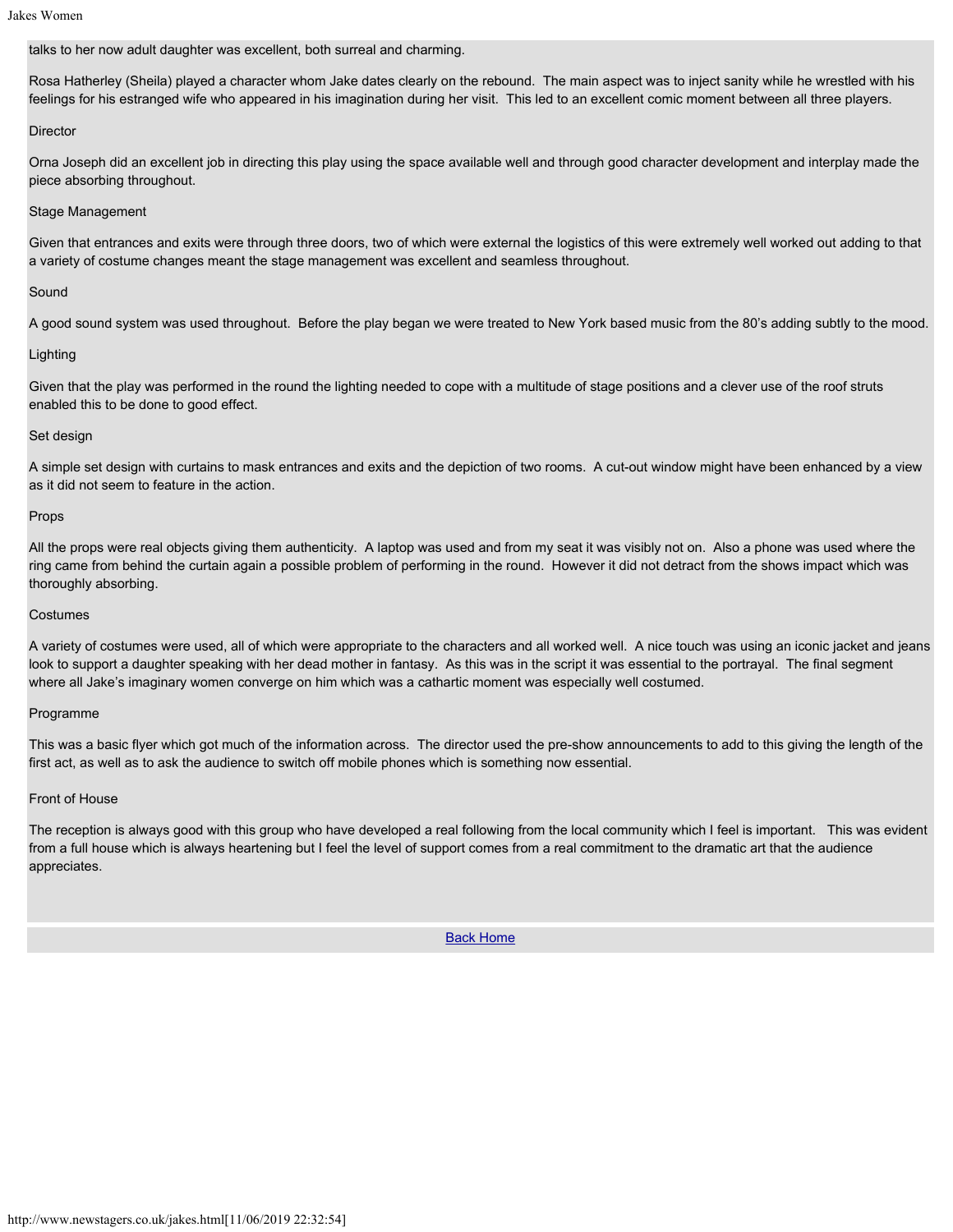talks to her now adult daughter was excellent, both surreal and charming.

Rosa Hatherley (Sheila) played a character whom Jake dates clearly on the rebound. The main aspect was to inject sanity while he wrestled with his feelings for his estranged wife who appeared in his imagination during her visit. This led to an excellent comic moment between all three players.

Director

Orna Joseph did an excellent job in directing this play using the space available well and through good character development and interplay made the piece absorbing throughout.

Stage Management

Given that entrances and exits were through three doors, two of which were external the logistics of this were extremely well worked out adding to that a variety of costume changes meant the stage management was excellent and seamless throughout.

Sound

A good sound system was used throughout. Before the play began we were treated to New York based music from the 80's adding subtly to the mood.

Lighting

Given that the play was performed in the round the lighting needed to cope with a multitude of stage positions and a clever use of the roof struts enabled this to be done to good effect.

Set design

A simple set design with curtains to mask entrances and exits and the depiction of two rooms. A cut-out window might have been enhanced by a view as it did not seem to feature in the action.

Props

All the props were real objects giving them authenticity. A laptop was used and from my seat it was visibly not on. Also a phone was used where the ring came from behind the curtain again a possible problem of performing in the round. However it did not detract from the shows impact which was thoroughly absorbing.

Costumes

A variety of costumes were used, all of which were appropriate to the characters and all worked well. A nice touch was using an iconic jacket and jeans look to support a daughter speaking with her dead mother in fantasy. As this was in the script it was essential to the portrayal. The final segment where all Jake's imaginary women converge on him which was a cathartic moment was especially well costumed.

Programme

This was a basic flyer which got much of the information across. The director used the pre-show announcements to add to this giving the length of the first act, as well as to ask the audience to switch off mobile phones which is something now essential.

Front of House

The reception is always good with this group who have developed a real following from the local community which I feel is important. This was evident from a full house which is always heartening but I feel the level of support comes from a real commitment to the dramatic art that the audience appreciates.

Back Home